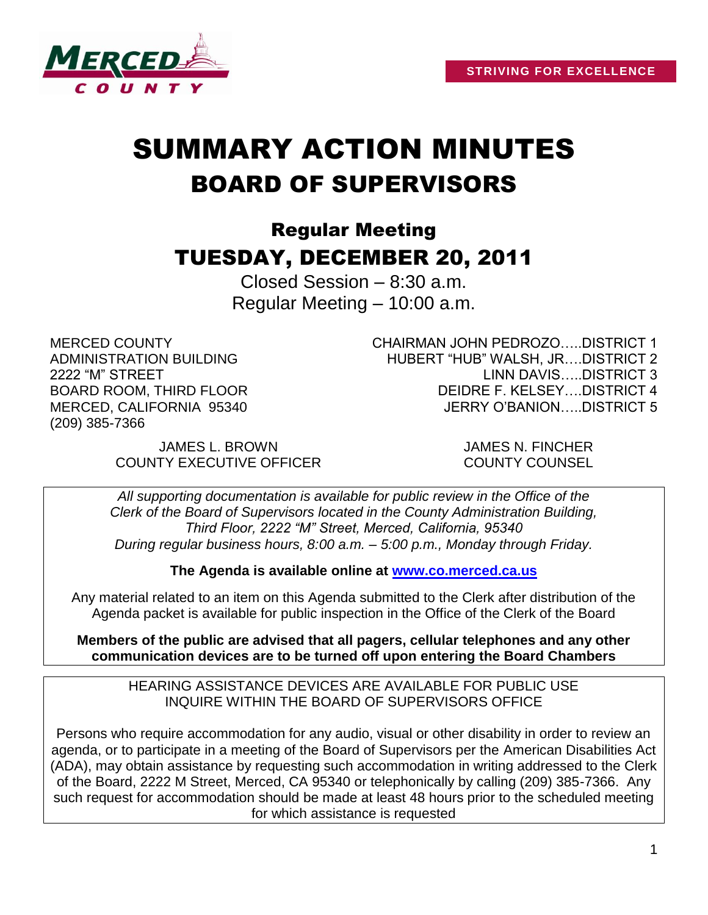STRIVING FOR EXCELLENCE

# SUMMARY ACTION MINUTES
# BOARD OF SUPERVISORS

## Regular Meeting
## TUESDAY, DECEMBER 20, 2011

Closed Session – 8:30 a.m.
Regular Meeting – 10:00 a.m.

MERCED COUNTY
ADMINISTRATION BUILDING
2222 "M" STREET
BOARD ROOM, THIRD FLOOR
MERCED, CALIFORNIA 95340
(209) 385-7366

CHAIRMAN JOHN PEDROZO…..DISTRICT 1
HUBERT "HUB" WALSH, JR….DISTRICT 2
LINN DAVIS…..DISTRICT 3
DEIDRE F. KELSEY….DISTRICT 4
JERRY O'BANION…..DISTRICT 5

JAMES L. BROWN
COUNTY EXECUTIVE OFFICER

JAMES N. FINCHER
COUNTY COUNSEL

*All supporting documentation is available for public review in the Office of the Clerk of the Board of Supervisors located in the County Administration Building, Third Floor, 2222 "M" Street, Merced, California, 95340 During regular business hours, 8:00 a.m. – 5:00 p.m., Monday through Friday.*

**The Agenda is available online at www.co.merced.ca.us**

Any material related to an item on this Agenda submitted to the Clerk after distribution of the Agenda packet is available for public inspection in the Office of the Clerk of the Board

**Members of the public are advised that all pagers, cellular telephones and any other communication devices are to be turned off upon entering the Board Chambers**

HEARING ASSISTANCE DEVICES ARE AVAILABLE FOR PUBLIC USE
INQUIRE WITHIN THE BOARD OF SUPERVISORS OFFICE

Persons who require accommodation for any audio, visual or other disability in order to review an agenda, or to participate in a meeting of the Board of Supervisors per the American Disabilities Act (ADA), may obtain assistance by requesting such accommodation in writing addressed to the Clerk of the Board, 2222 M Street, Merced, CA 95340 or telephonically by calling (209) 385-7366. Any such request for accommodation should be made at least 48 hours prior to the scheduled meeting for which assistance is requested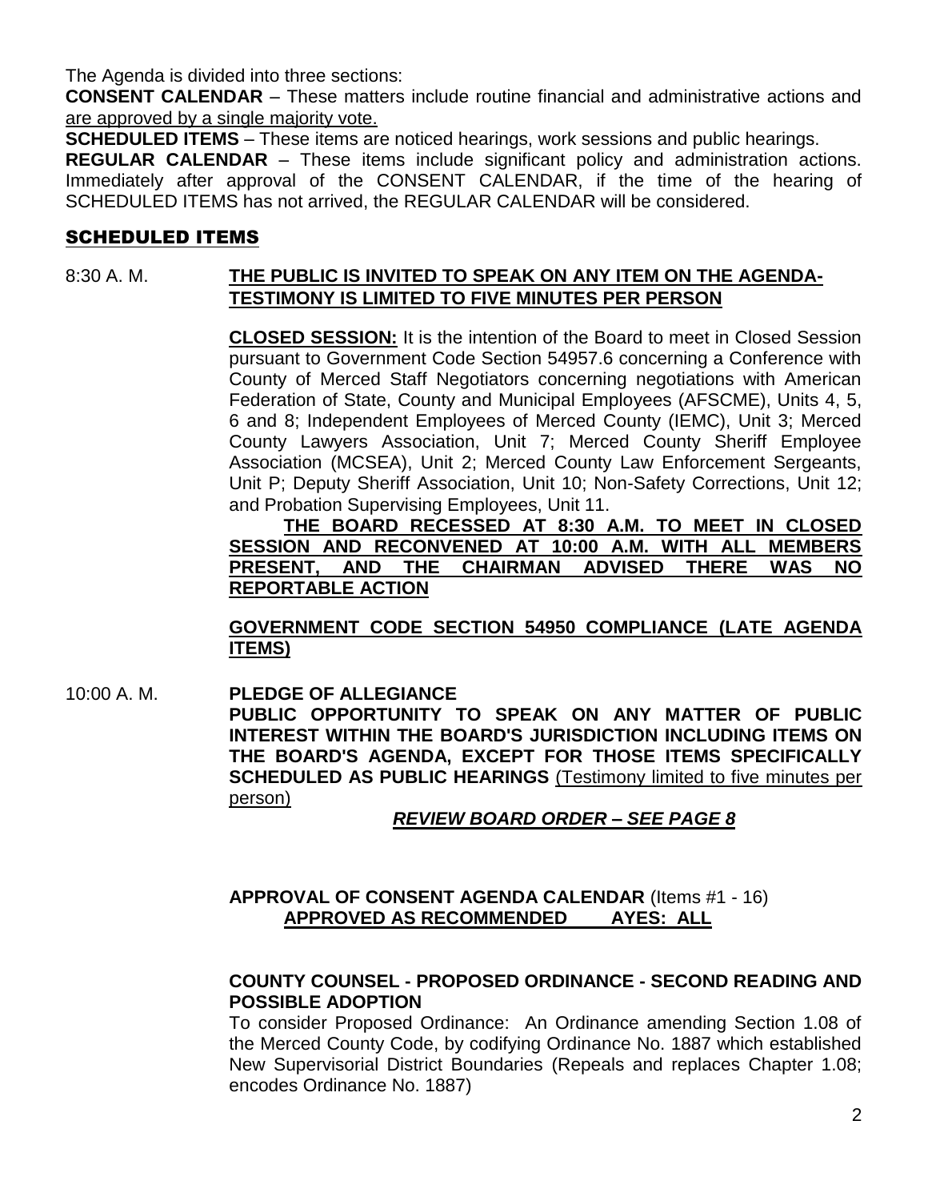The Agenda is divided into three sections:

**CONSENT CALENDAR** – These matters include routine financial and administrative actions and are approved by a single majority vote.

**SCHEDULED ITEMS** – These items are noticed hearings, work sessions and public hearings.

**REGULAR CALENDAR** – These items include significant policy and administration actions. Immediately after approval of the CONSENT CALENDAR, if the time of the hearing of SCHEDULED ITEMS has not arrived, the REGULAR CALENDAR will be considered.

## SCHEDULED ITEMS

8:30 A. M. **THE PUBLIC IS INVITED TO SPEAK ON ANY ITEM ON THE AGENDA-TESTIMONY IS LIMITED TO FIVE MINUTES PER PERSON**

**CLOSED SESSION:** It is the intention of the Board to meet in Closed Session pursuant to Government Code Section 54957.6 concerning a Conference with County of Merced Staff Negotiators concerning negotiations with American Federation of State, County and Municipal Employees (AFSCME), Units 4, 5, 6 and 8; Independent Employees of Merced County (IEMC), Unit 3; Merced County Lawyers Association, Unit 7; Merced County Sheriff Employee Association (MCSEA), Unit 2; Merced County Law Enforcement Sergeants, Unit P; Deputy Sheriff Association, Unit 10; Non-Safety Corrections, Unit 12; and Probation Supervising Employees, Unit 11.

**THE BOARD RECESSED AT 8:30 A.M. TO MEET IN CLOSED SESSION AND RECONVENED AT 10:00 A.M. WITH ALL MEMBERS PRESENT, AND THE CHAIRMAN ADVISED THERE WAS NO REPORTABLE ACTION**

**GOVERNMENT CODE SECTION 54950 COMPLIANCE (LATE AGENDA ITEMS)**

10:00 A. M. **PLEDGE OF ALLEGIANCE**

**PUBLIC OPPORTUNITY TO SPEAK ON ANY MATTER OF PUBLIC INTEREST WITHIN THE BOARD'S JURISDICTION INCLUDING ITEMS ON THE BOARD'S AGENDA, EXCEPT FOR THOSE ITEMS SPECIFICALLY SCHEDULED AS PUBLIC HEARINGS** (Testimony limited to five minutes per person)

***REVIEW BOARD ORDER – SEE PAGE 8***

**APPROVAL OF CONSENT AGENDA CALENDAR** (Items #1 - 16)

**APPROVED AS RECOMMENDED AYES: ALL**

**COUNTY COUNSEL - PROPOSED ORDINANCE - SECOND READING AND POSSIBLE ADOPTION**

To consider Proposed Ordinance: An Ordinance amending Section 1.08 of the Merced County Code, by codifying Ordinance No. 1887 which established New Supervisorial District Boundaries (Repeals and replaces Chapter 1.08; encodes Ordinance No. 1887)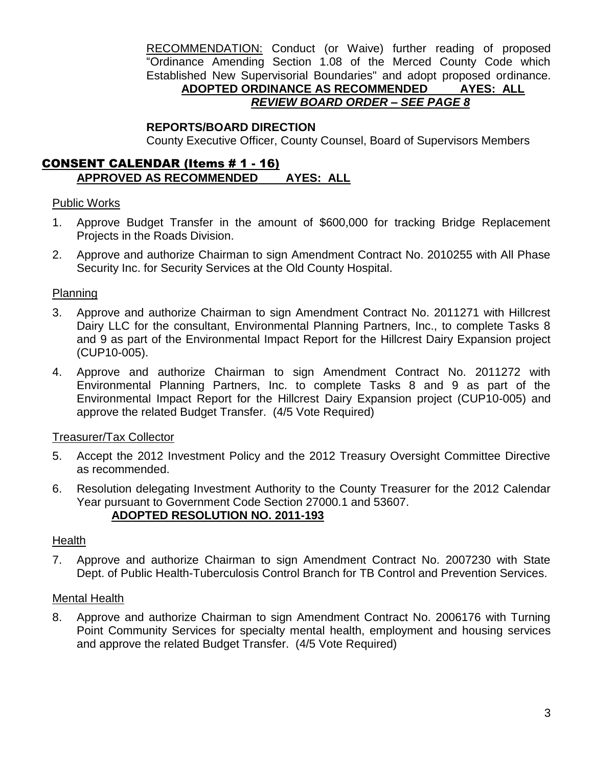RECOMMENDATION: Conduct (or Waive) further reading of proposed "Ordinance Amending Section 1.08 of the Merced County Code which Established New Supervisorial Boundaries" and adopt proposed ordinance.

**ADOPTED ORDINANCE AS RECOMMENDED AYES: ALL**

***REVIEW BOARD ORDER – SEE PAGE 8***

**REPORTS/BOARD DIRECTION**

County Executive Officer, County Counsel, Board of Supervisors Members

## CONSENT CALENDAR (Items # 1 - 16)

**APPROVED AS RECOMMENDED AYES: ALL**

### Public Works

1. Approve Budget Transfer in the amount of $600,000 for tracking Bridge Replacement Projects in the Roads Division.
2. Approve and authorize Chairman to sign Amendment Contract No. 2010255 with All Phase Security Inc. for Security Services at the Old County Hospital.

### Planning

3. Approve and authorize Chairman to sign Amendment Contract No. 2011271 with Hillcrest Dairy LLC for the consultant, Environmental Planning Partners, Inc., to complete Tasks 8 and 9 as part of the Environmental Impact Report for the Hillcrest Dairy Expansion project (CUP10-005).
4. Approve and authorize Chairman to sign Amendment Contract No. 2011272 with Environmental Planning Partners, Inc. to complete Tasks 8 and 9 as part of the Environmental Impact Report for the Hillcrest Dairy Expansion project (CUP10-005) and approve the related Budget Transfer. (4/5 Vote Required)

### Treasurer/Tax Collector

5. Accept the 2012 Investment Policy and the 2012 Treasury Oversight Committee Directive as recommended.
6. Resolution delegating Investment Authority to the County Treasurer for the 2012 Calendar Year pursuant to Government Code Section 27000.1 and 53607.

   **ADOPTED RESOLUTION NO. 2011-193**

### Health

7. Approve and authorize Chairman to sign Amendment Contract No. 2007230 with State Dept. of Public Health-Tuberculosis Control Branch for TB Control and Prevention Services.

### Mental Health

8. Approve and authorize Chairman to sign Amendment Contract No. 2006176 with Turning Point Community Services for specialty mental health, employment and housing services and approve the related Budget Transfer. (4/5 Vote Required)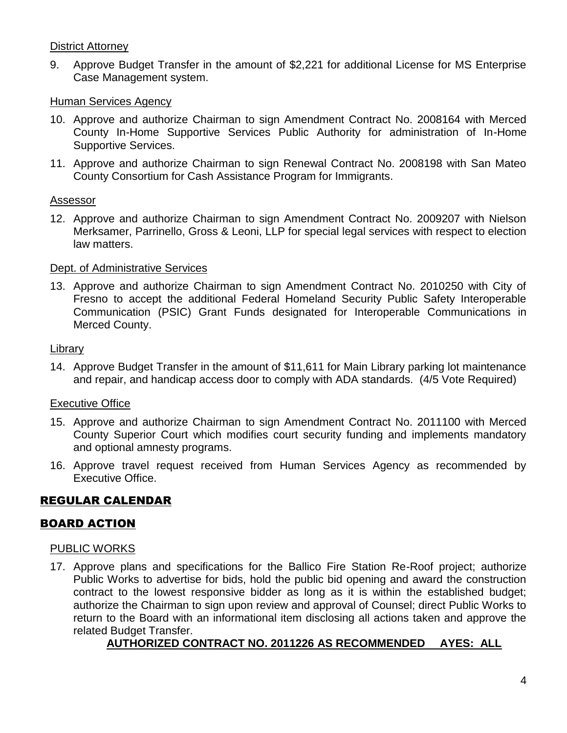District Attorney

9. Approve Budget Transfer in the amount of $2,221 for additional License for MS Enterprise Case Management system.

Human Services Agency

10. Approve and authorize Chairman to sign Amendment Contract No. 2008164 with Merced County In-Home Supportive Services Public Authority for administration of In-Home Supportive Services.
11. Approve and authorize Chairman to sign Renewal Contract No. 2008198 with San Mateo County Consortium for Cash Assistance Program for Immigrants.

Assessor

12. Approve and authorize Chairman to sign Amendment Contract No. 2009207 with Nielson Merksamer, Parrinello, Gross & Leoni, LLP for special legal services with respect to election law matters.

Dept. of Administrative Services

13. Approve and authorize Chairman to sign Amendment Contract No. 2010250 with City of Fresno to accept the additional Federal Homeland Security Public Safety Interoperable Communication (PSIC) Grant Funds designated for Interoperable Communications in Merced County.

Library

14. Approve Budget Transfer in the amount of $11,611 for Main Library parking lot maintenance and repair, and handicap access door to comply with ADA standards. (4/5 Vote Required)

Executive Office

15. Approve and authorize Chairman to sign Amendment Contract No. 2011100 with Merced County Superior Court which modifies court security funding and implements mandatory and optional amnesty programs.
16. Approve travel request received from Human Services Agency as recommended by Executive Office.

## REGULAR CALENDAR

## BOARD ACTION

PUBLIC WORKS

17. Approve plans and specifications for the Ballico Fire Station Re-Roof project; authorize Public Works to advertise for bids, hold the public bid opening and award the construction contract to the lowest responsive bidder as long as it is within the established budget; authorize the Chairman to sign upon review and approval of Counsel; direct Public Works to return to the Board with an informational item disclosing all actions taken and approve the related Budget Transfer.

    **AUTHORIZED CONTRACT NO. 2011226 AS RECOMMENDED AYES: ALL**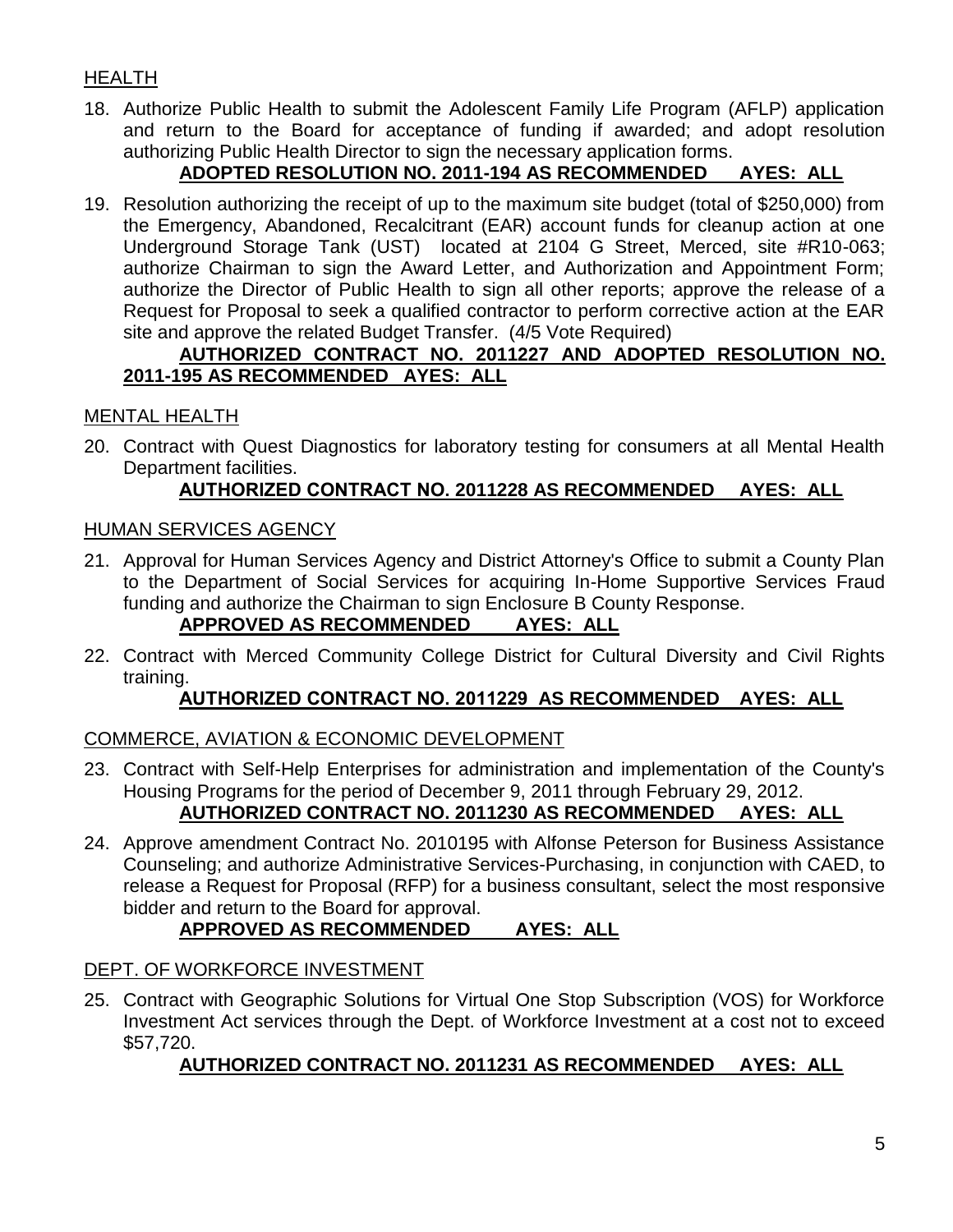HEALTH

18. Authorize Public Health to submit the Adolescent Family Life Program (AFLP) application and return to the Board for acceptance of funding if awarded; and adopt resolution authorizing Public Health Director to sign the necessary application forms.

    **ADOPTED RESOLUTION NO. 2011-194 AS RECOMMENDED AYES: ALL**

19. Resolution authorizing the receipt of up to the maximum site budget (total of $250,000) from the Emergency, Abandoned, Recalcitrant (EAR) account funds for cleanup action at one Underground Storage Tank (UST) located at 2104 G Street, Merced, site #R10-063; authorize Chairman to sign the Award Letter, and Authorization and Appointment Form; authorize the Director of Public Health to sign all other reports; approve the release of a Request for Proposal to seek a qualified contractor to perform corrective action at the EAR site and approve the related Budget Transfer. (4/5 Vote Required)

    **AUTHORIZED CONTRACT NO. 2011227 AND ADOPTED RESOLUTION NO. 2011-195 AS RECOMMENDED AYES: ALL**

MENTAL HEALTH

20. Contract with Quest Diagnostics for laboratory testing for consumers at all Mental Health Department facilities.

    **AUTHORIZED CONTRACT NO. 2011228 AS RECOMMENDED AYES: ALL**

HUMAN SERVICES AGENCY

21. Approval for Human Services Agency and District Attorney's Office to submit a County Plan to the Department of Social Services for acquiring In-Home Supportive Services Fraud funding and authorize the Chairman to sign Enclosure B County Response.

    **APPROVED AS RECOMMENDED AYES: ALL**

22. Contract with Merced Community College District for Cultural Diversity and Civil Rights training.

    **AUTHORIZED CONTRACT NO. 2011229 AS RECOMMENDED AYES: ALL**

COMMERCE, AVIATION & ECONOMIC DEVELOPMENT

23. Contract with Self-Help Enterprises for administration and implementation of the County's Housing Programs for the period of December 9, 2011 through February 29, 2012.

    **AUTHORIZED CONTRACT NO. 2011230 AS RECOMMENDED AYES: ALL**

24. Approve amendment Contract No. 2010195 with Alfonse Peterson for Business Assistance Counseling; and authorize Administrative Services-Purchasing, in conjunction with CAED, to release a Request for Proposal (RFP) for a business consultant, select the most responsive bidder and return to the Board for approval.

    **APPROVED AS RECOMMENDED AYES: ALL**

DEPT. OF WORKFORCE INVESTMENT

25. Contract with Geographic Solutions for Virtual One Stop Subscription (VOS) for Workforce Investment Act services through the Dept. of Workforce Investment at a cost not to exceed $57,720.

    **AUTHORIZED CONTRACT NO. 2011231 AS RECOMMENDED AYES: ALL**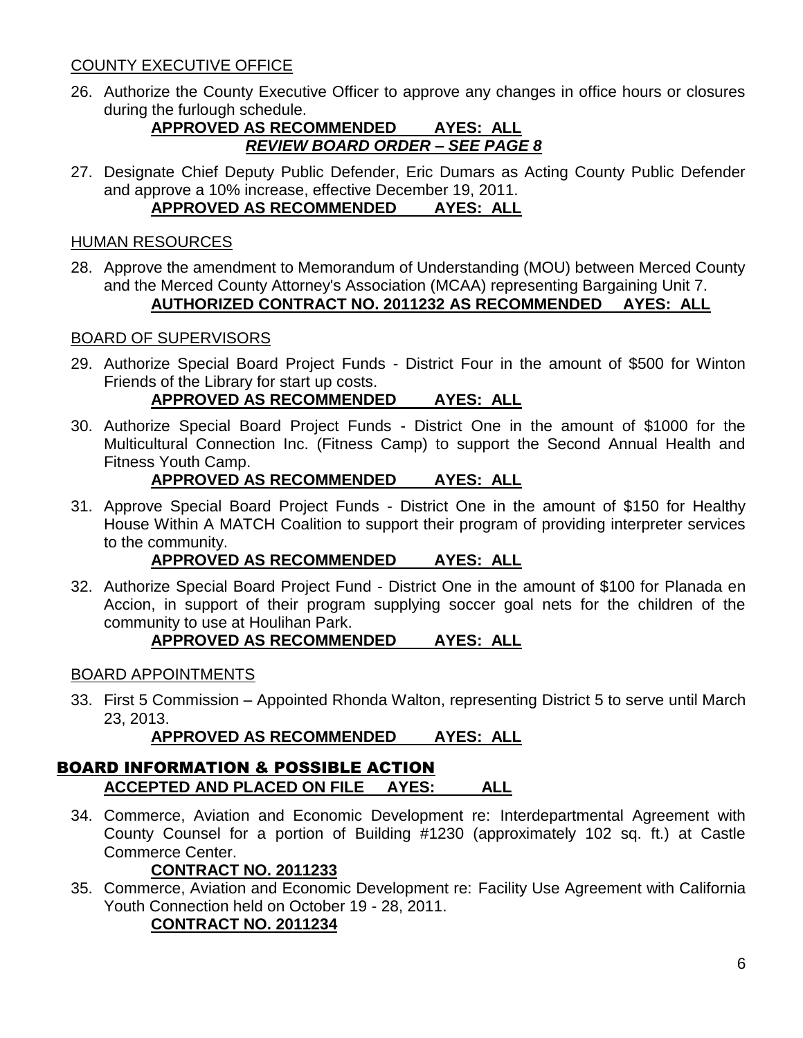COUNTY EXECUTIVE OFFICE

26. Authorize the County Executive Officer to approve any changes in office hours or closures during the furlough schedule.

**APPROVED AS RECOMMENDED AYES: ALL**
***REVIEW BOARD ORDER – SEE PAGE 8***

27. Designate Chief Deputy Public Defender, Eric Dumars as Acting County Public Defender and approve a 10% increase, effective December 19, 2011.

**APPROVED AS RECOMMENDED AYES: ALL**

HUMAN RESOURCES

28. Approve the amendment to Memorandum of Understanding (MOU) between Merced County and the Merced County Attorney's Association (MCAA) representing Bargaining Unit 7.

**AUTHORIZED CONTRACT NO. 2011232 AS RECOMMENDED AYES: ALL**

BOARD OF SUPERVISORS

29. Authorize Special Board Project Funds - District Four in the amount of $500 for Winton Friends of the Library for start up costs.

**APPROVED AS RECOMMENDED AYES: ALL**

30. Authorize Special Board Project Funds - District One in the amount of $1000 for the Multicultural Connection Inc. (Fitness Camp) to support the Second Annual Health and Fitness Youth Camp.

**APPROVED AS RECOMMENDED AYES: ALL**

31. Approve Special Board Project Funds - District One in the amount of $150 for Healthy House Within A MATCH Coalition to support their program of providing interpreter services to the community.

**APPROVED AS RECOMMENDED AYES: ALL**

32. Authorize Special Board Project Fund - District One in the amount of $100 for Planada en Accion, in support of their program supplying soccer goal nets for the children of the community to use at Houlihan Park.

**APPROVED AS RECOMMENDED AYES: ALL**

BOARD APPOINTMENTS

33. First 5 Commission – Appointed Rhonda Walton, representing District 5 to serve until March 23, 2013.

**APPROVED AS RECOMMENDED AYES: ALL**

## BOARD INFORMATION & POSSIBLE ACTION

**ACCEPTED AND PLACED ON FILE AYES: ALL**

34. Commerce, Aviation and Economic Development re: Interdepartmental Agreement with County Counsel for a portion of Building #1230 (approximately 102 sq. ft.) at Castle Commerce Center.

**CONTRACT NO. 2011233**

35. Commerce, Aviation and Economic Development re: Facility Use Agreement with California Youth Connection held on October 19 - 28, 2011.

**CONTRACT NO. 2011234**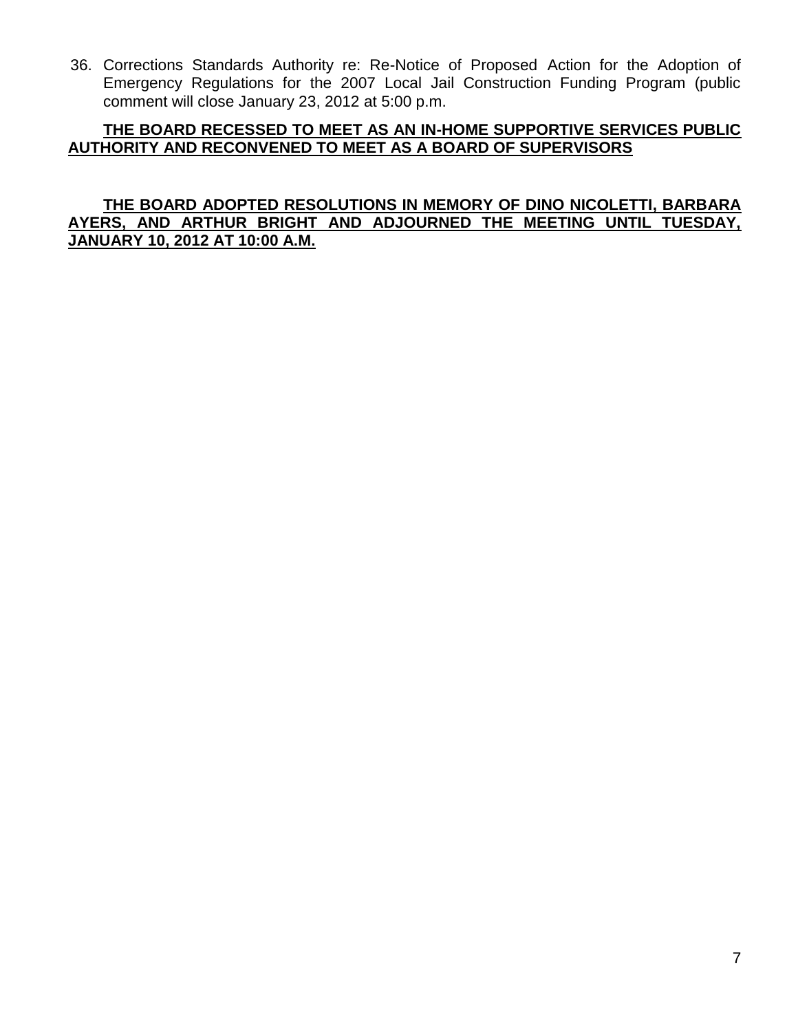36. Corrections Standards Authority re: Re-Notice of Proposed Action for the Adoption of Emergency Regulations for the 2007 Local Jail Construction Funding Program (public comment will close January 23, 2012 at 5:00 p.m.

**<u>THE BOARD RECESSED TO MEET AS AN IN-HOME SUPPORTIVE SERVICES PUBLIC AUTHORITY AND RECONVENED TO MEET AS A BOARD OF SUPERVISORS</u>**

**<u>THE BOARD ADOPTED RESOLUTIONS IN MEMORY OF DINO NICOLETTI, BARBARA AYERS, AND ARTHUR BRIGHT AND ADJOURNED THE MEETING UNTIL TUESDAY, JANUARY 10, 2012 AT 10:00 A.M.</u>**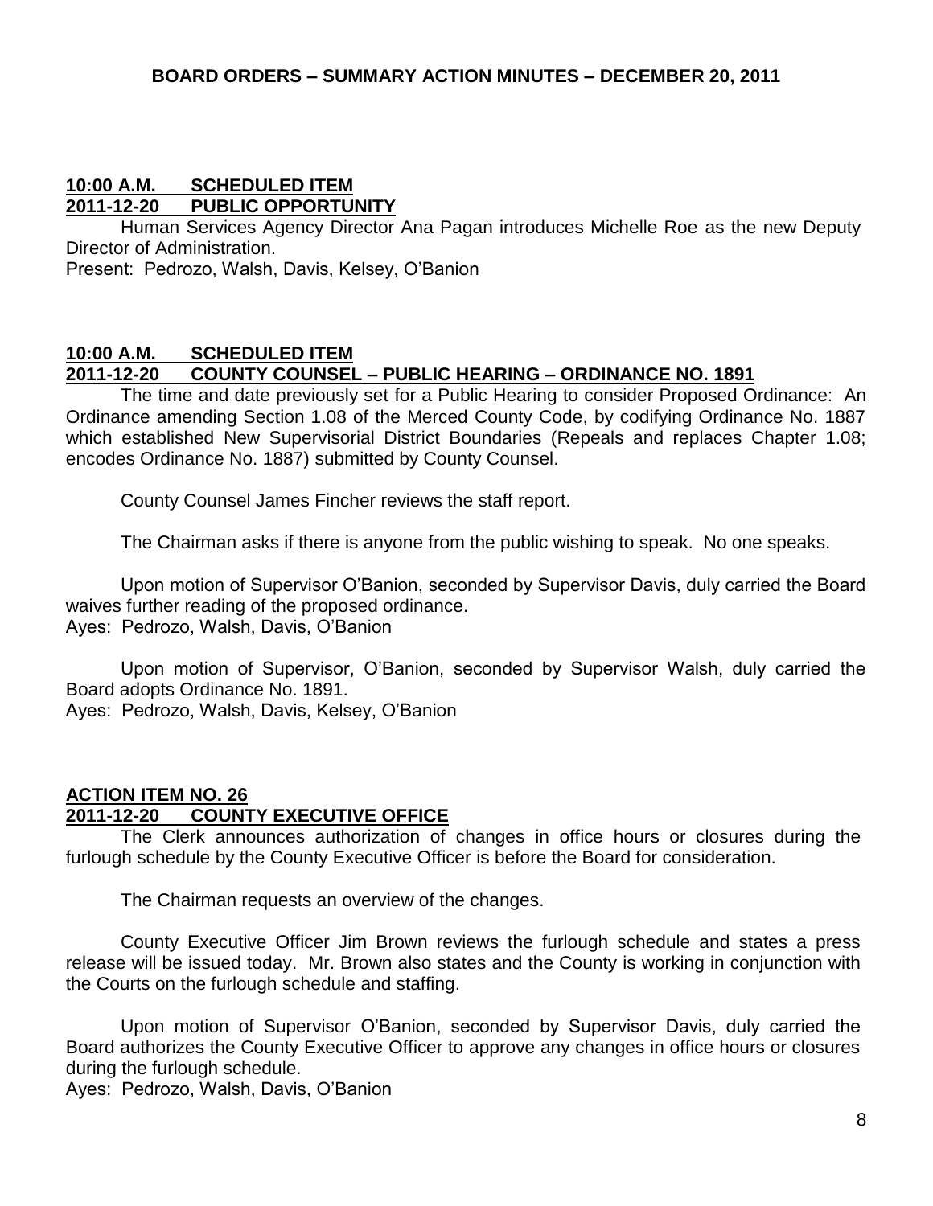## BOARD ORDERS – SUMMARY ACTION MINUTES – DECEMBER 20, 2011

**10:00 A.M. SCHEDULED ITEM**
**2011-12-20 PUBLIC OPPORTUNITY**

Human Services Agency Director Ana Pagan introduces Michelle Roe as the new Deputy Director of Administration.
Present: Pedrozo, Walsh, Davis, Kelsey, O'Banion

**10:00 A.M. SCHEDULED ITEM**
**2011-12-20 COUNTY COUNSEL – PUBLIC HEARING – ORDINANCE NO. 1891**

The time and date previously set for a Public Hearing to consider Proposed Ordinance: An Ordinance amending Section 1.08 of the Merced County Code, by codifying Ordinance No. 1887 which established New Supervisorial District Boundaries (Repeals and replaces Chapter 1.08; encodes Ordinance No. 1887) submitted by County Counsel.

County Counsel James Fincher reviews the staff report.

The Chairman asks if there is anyone from the public wishing to speak. No one speaks.

Upon motion of Supervisor O'Banion, seconded by Supervisor Davis, duly carried the Board waives further reading of the proposed ordinance.
Ayes: Pedrozo, Walsh, Davis, O'Banion

Upon motion of Supervisor, O'Banion, seconded by Supervisor Walsh, duly carried the Board adopts Ordinance No. 1891.
Ayes: Pedrozo, Walsh, Davis, Kelsey, O'Banion

**ACTION ITEM NO. 26**
**2011-12-20 COUNTY EXECUTIVE OFFICE**

The Clerk announces authorization of changes in office hours or closures during the furlough schedule by the County Executive Officer is before the Board for consideration.

The Chairman requests an overview of the changes.

County Executive Officer Jim Brown reviews the furlough schedule and states a press release will be issued today. Mr. Brown also states and the County is working in conjunction with the Courts on the furlough schedule and staffing.

Upon motion of Supervisor O'Banion, seconded by Supervisor Davis, duly carried the Board authorizes the County Executive Officer to approve any changes in office hours or closures during the furlough schedule.
Ayes: Pedrozo, Walsh, Davis, O'Banion